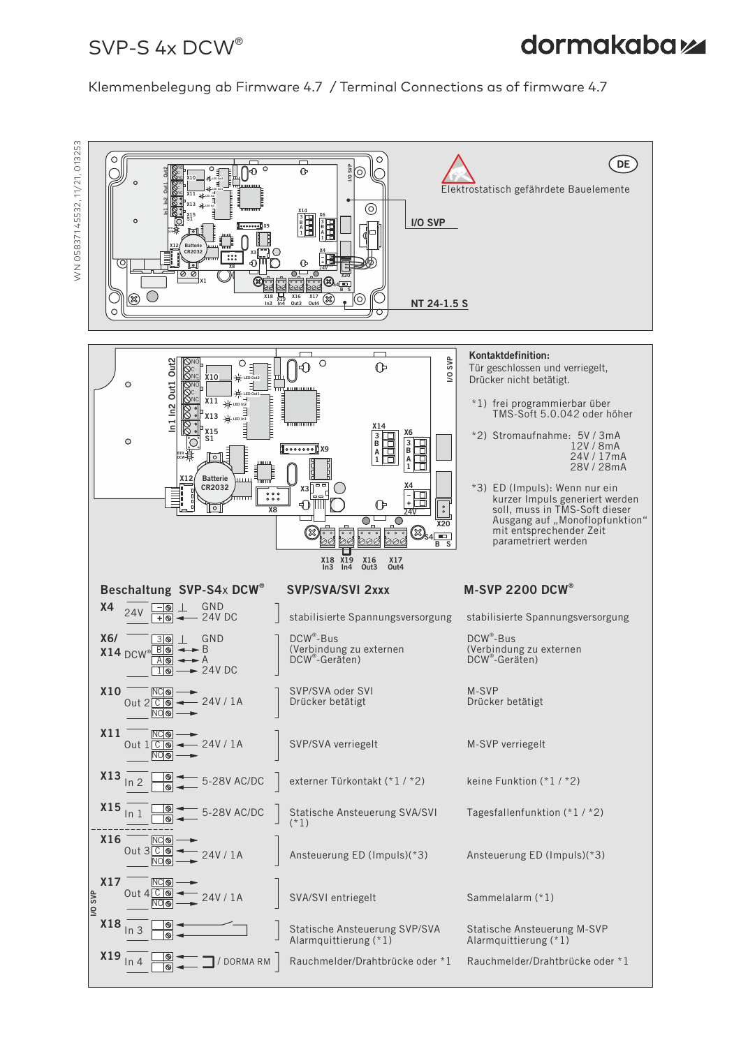# SVP-S 4x DCW®

dormakaba

Klemmenbelegung ab Firmware 4.7 / Terminal Connections as of firmware 4.7

WN 05837145532, 11/21, 013253

Elektrostatisch gefährdete Bauelemente

DE

I/O SVP

NT 24-1.5 S

**Kontaktdefinition:**
Tür geschlossen und verriegelt, Drücker nicht betätigt.

*1) frei programmierbar über TMS-Soft 5.0.042 oder höher

*2) Stromaufnahme: 5V / 3mA
12V / 8mA
24V / 17mA
28V / 28mA

*3) ED (Impuls): Wenn nur ein kurzer Impuls generiert werden soll, muss in TMS-Soft dieser Ausgang auf „Monoflopfunktion" mit entsprechender Zeit parametriert werden

| Beschaltung SVP-S4x DCW® | | | SVP/SVA/SVI 2xxx | M-SVP 2200 DCW® |
|---|---|---|---|---|
| X4 | 24V | − GND<br>+ 24V DC | stabilisierte Spannungsversorgung | stabilisierte Spannungsversorgung |
| X6/ X14 | DCW® | 3 GND<br>B B<br>A A<br>1 24V DC | DCW®-Bus (Verbindung zu externen DCW®-Geräten) | DCW®-Bus (Verbindung zu externen DCW®-Geräten) |
| X10 | Out 2 | NC / C / NO 24V / 1A | SVP/SVA oder SVI Drücker betätigt | M-SVP Drücker betätigt |
| X11 | Out 1 | NC / C / NO 24V / 1A | SVP/SVA verriegelt | M-SVP verriegelt |
| X13 | In 2 | 5-28V AC/DC | externer Türkontakt (*1 / *2) | keine Funktion (*1 / *2) |
| X15 | In 1 | 5-28V AC/DC | Statische Ansteuerung SVA/SVI (*1) | Tagesfallenfunktion (*1 / *2) |
| X16 | Out 3 | NC / C / NO 24V / 1A | Ansteuerung ED (Impuls)(*3) | Ansteuerung ED (Impuls)(*3) |
| X17 | Out 4 | NC / C / NO 24V / 1A | SVA/SVI entriegelt | Sammelalarm (*1) |
| X18 | In 3 | | Statische Ansteuerung SVP/SVA Alarmquittierung (*1) | Statische Ansteuerung M-SVP Alarmquittierung (*1) |
| X19 | In 4 | / DORMA RM | Rauchmelder/Drahtbrücke oder *1 | Rauchmelder/Drahtbrücke oder *1 |

I/O SVP (X16–X19)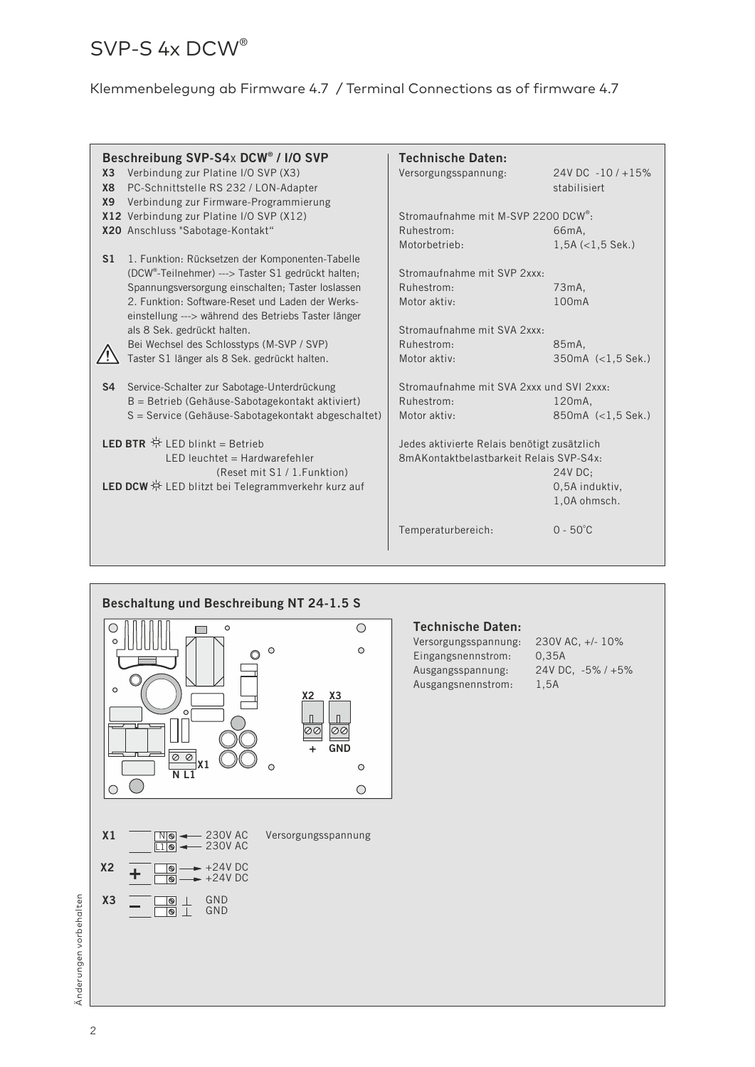# SVP-S 4x DCW®

Klemmenbelegung ab Firmware 4.7 / Terminal Connections as of firmware 4.7

### Beschreibung SVP-S4x DCW® / I/O SVP

- **X3** Verbindung zur Platine I/O SVP (X3)
- **X8** PC-Schnittstelle RS 232 / LON-Adapter
- **X9** Verbindung zur Firmware-Programmierung
- **X12** Verbindung zur Platine I/O SVP (X12)
- **X20** Anschluss "Sabotage-Kontakt“

**S1** 1. Funktion: Rücksetzen der Komponenten-Tabelle (DCW®-Teilnehmer) ---> Taster S1 gedrückt halten; Spannungsversorgung einschalten; Taster loslassen
2. Funktion: Software-Reset und Laden der Werkseinstellung ---> während des Betriebs Taster länger als 8 Sek. gedrückt halten.
⚠ Bei Wechsel des Schlosstyps (M-SVP / SVP) Taster S1 länger als 8 Sek. gedrückt halten.

**S4** Service-Schalter zur Sabotage-Unterdrückung
B = Betrieb (Gehäuse-Sabotagekontakt aktiviert)
S = Service (Gehäuse-Sabotagekontakt abgeschaltet)

**LED BTR** LED blinkt = Betrieb
LED leuchtet = Hardwarefehler
(Reset mit S1 / 1.Funktion)

**LED DCW** LED blitzt bei Telegrammverkehr kurz auf

### Technische Daten:

| | |
|---|---|
| Versorgungsspannung: | 24V DC -10 / +15% stabilisiert |
| Stromaufnahme mit M-SVP 2200 DCW®: | |
| Ruhestrom: | 66mA, |
| Motorbetrieb: | 1,5A (<1,5 Sek.) |
| Stromaufnahme mit SVP 2xxx: | |
| Ruhestrom: | 73mA, |
| Motor aktiv: | 100mA |
| Stromaufnahme mit SVA 2xxx: | |
| Ruhestrom: | 85mA, |
| Motor aktiv: | 350mA (<1,5 Sek.) |
| Stromaufnahme mit SVA 2xxx und SVI 2xxx: | |
| Ruhestrom: | 120mA, |
| Motor aktiv: | 850mA (<1,5 Sek.) |

Jedes aktivierte Relais benötigt zusätzlich 8mAKontaktbelastbarkeit Relais SVP-S4x:
24V DC;
0,5A induktiv,
1,0A ohmsch.

| | |
|---|---|
| Temperaturbereich: | 0 - 50°C |

### Beschaltung und Beschreibung NT 24-1.5 S

X2 X3
+ GND
X1
N L1

### Technische Daten:

| | |
|---|---|
| Versorgungsspannung: | 230V AC, +/- 10% |
| Eingangsnennstrom: | 0,35A |
| Ausgangsspannung: | 24V DC, -5% / +5% |
| Ausgangsnennstrom: | 1,5A |

| Klemme | Pin | Signal | |
|---|---|---|---|
| X1 | N | 230V AC | Versorgungsspannung |
| | L1 | 230V AC | |
| X2 (+) | | +24V DC | |
| | | +24V DC | |
| X3 (–) | | GND | |
| | | GND | |

Änderungen vorbehalten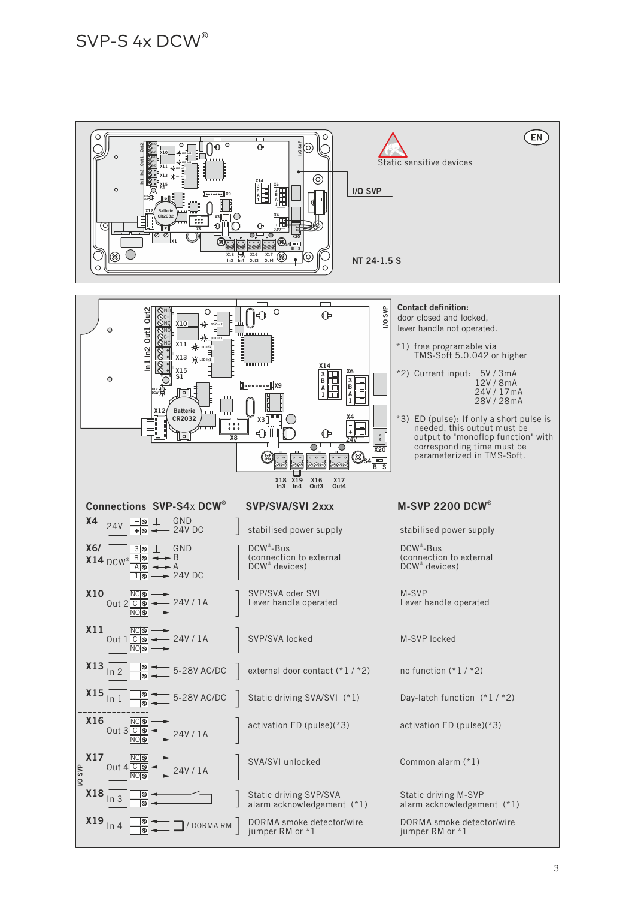# SVP-S 4x DCW®

Static sensitive devices

I/O SVP

NT 24-1.5 S

**Contact definition:**
door closed and locked,
lever handle not operated.

*1) free programable via TMS-Soft 5.0.042 or higher

*2) Current input: 5V / 3mA
12V / 8mA
24V / 17mA
28V / 28mA

*3) ED (pulse): If only a short pulse is needed, this output must be output to "monoflop function" with corresponding time must be parameterized in TMS-Soft.

| Connections SVP-S4x DCW® | | | SVP/SVA/SVI 2xxx | M-SVP 2200 DCW® |
|---|---|---|---|---|
| X4 | 24V | GND, 24V DC | stabilised power supply | stabilised power supply |
| X6/ X14 | DCW® | 3 GND, B, A, 1 24V DC | DCW®-Bus (connection to external DCW® devices) | DCW®-Bus (connection to external DCW® devices) |
| X10 | Out 2 | NC, C, NO – 24V / 1A | SVP/SVA oder SVI Lever handle operated | M-SVP Lever handle operated |
| X11 | Out 1 | NC, C, NO – 24V / 1A | SVP/SVA locked | M-SVP locked |
| X13 | In 2 | 5-28V AC/DC | external door contact (*1 / *2) | no function (*1 / *2) |
| X15 | In 1 | 5-28V AC/DC | Static driving SVA/SVI (*1) | Day-latch function (*1 / *2) |
| X16 | Out 3 | NC, C, NO – 24V / 1A | activation ED (pulse)(*3) | activation ED (pulse)(*3) |
| X17 | Out 4 | NC, C, NO – 24V / 1A | SVA/SVI unlocked | Common alarm (*1) |
| X18 | In 3 | | Static driving SVP/SVA alarm acknowledgement (*1) | Static driving M-SVP alarm acknowledgement (*1) |
| X19 | In 4 | / DORMA RM | DORMA smoke detector/wire jumper RM or *1 | DORMA smoke detector/wire jumper RM or *1 |

X16–X19: I/O SVP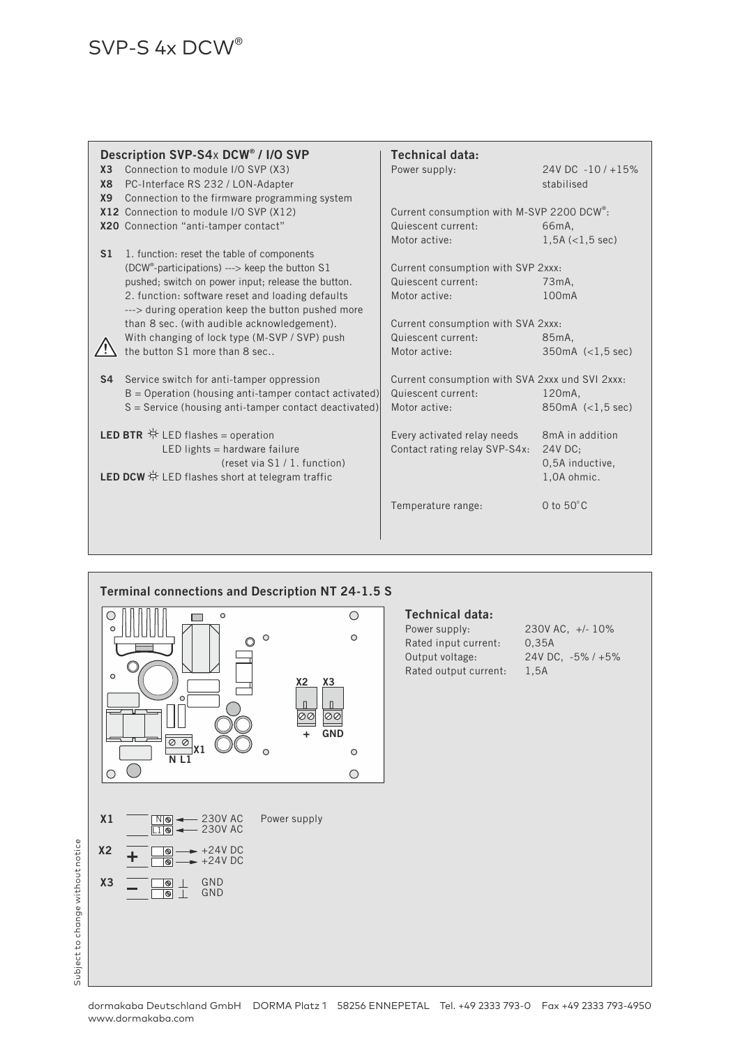# SVP-S 4x DCW®

## Description SVP-S4x DCW® / I/O SVP

**X3** Connection to module I/O SVP (X3)
**X8** PC-Interface RS 232 / LON-Adapter
**X9** Connection to the firmware programming system
**X12** Connection to module I/O SVP (X12)
**X20** Connection “anti-tamper contact”

**S1** 1. function: reset the table of components (DCW®-participations) ---> keep the button S1 pushed; switch on power input; release the button.
2. function: software reset and loading defaults ---> during operation keep the button pushed more than 8 sec. (with audible acknowledgement).
⚠ With changing of lock type (M-SVP / SVP) push the button S1 more than 8 sec..

**S4** Service switch for anti-tamper oppression
B = Operation (housing anti-tamper contact activated)
S = Service (housing anti-tamper contact deactivated)

**LED BTR** LED flashes = operation
LED lights = hardware failure (reset via S1 / 1. function)
**LED DCW** LED flashes short at telegram traffic

### Technical data:

| | |
|---|---|
| Power supply: | 24V DC -10 / +15% stabilised |
| Current consumption with M-SVP 2200 DCW®: | |
| Quiescent current: | 66mA, |
| Motor active: | 1,5A (<1,5 sec) |
| Current consumption with SVP 2xxx: | |
| Quiescent current: | 73mA, |
| Motor active: | 100mA |
| Current consumption with SVA 2xxx: | |
| Quiescent current: | 85mA, |
| Motor active: | 350mA (<1,5 sec) |
| Current consumption with SVA 2xxx und SVI 2xxx: | |
| Quiescent current: | 120mA, |
| Motor active: | 850mA (<1,5 sec) |
| Every activated relay needs | 8mA in addition |
| Contact rating relay SVP-S4x: | 24V DC; 0,5A inductive, 1,0A ohmic. |
| Temperature range: | 0 to 50°C |

## Terminal connections and Description NT 24-1.5 S

X2 X3
\+ GND
X1
N L1

### Technical data:

| | |
|---|---|
| Power supply: | 230V AC, +/- 10% |
| Rated input current: | 0,35A |
| Output voltage: | 24V DC, -5% / +5% |
| Rated output current: | 1,5A |

**X1** N, L1 ← 230V AC, 230V AC — Power supply
**X2** + → +24V DC, +24V DC
**X3** – GND, GND

Subject to change without notice

dormakaba Deutschland GmbH DORMA Platz 1 58256 ENNEPETAL Tel. +49 2333 793-0 Fax +49 2333 793-4950
www.dormakaba.com